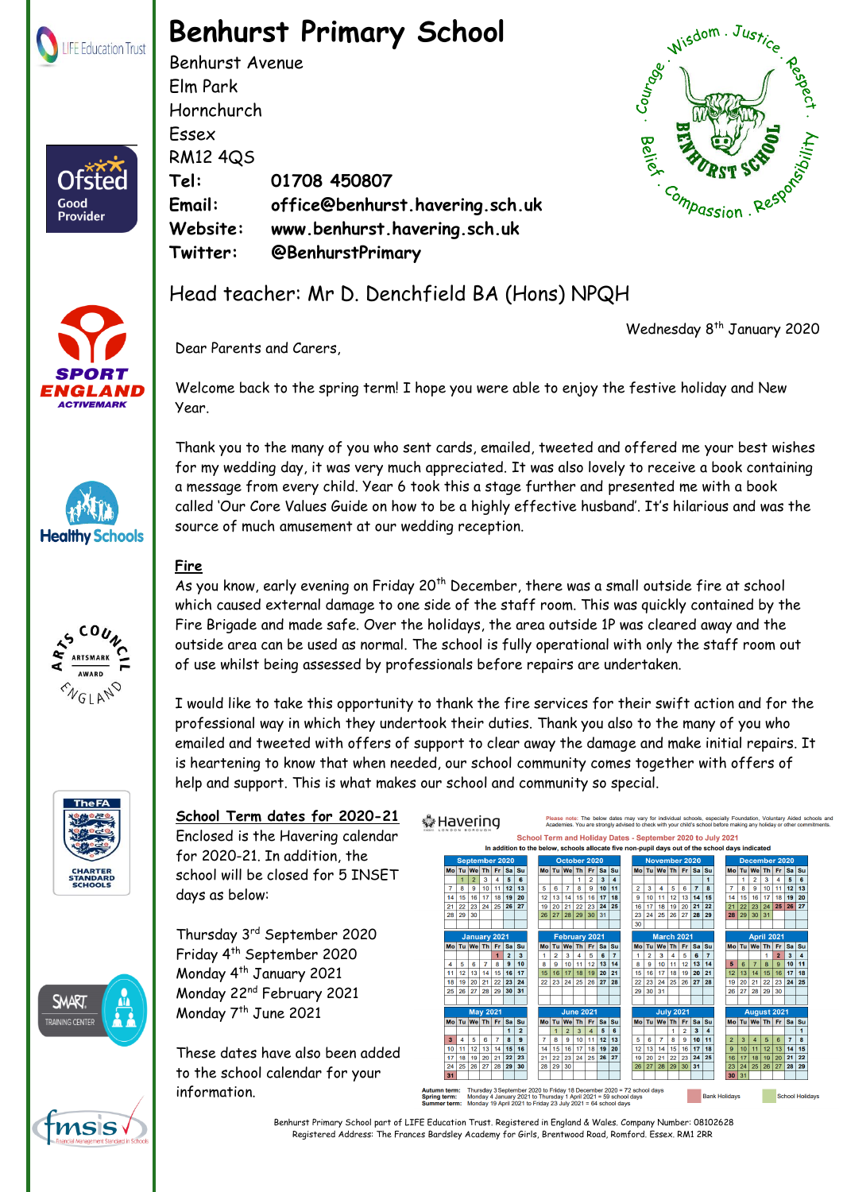# Benhurst Primary School

Benhurst Avenue
Elm Park
Hornchurch
Essex
RM12 4QS

**Tel:** 01708 450807
**Email:** office@benhurst.havering.sch.uk
**Website:** www.benhurst.havering.sch.uk
**Twitter:** @BenhurstPrimary

## Head teacher: Mr D. Denchfield BA (Hons) NPQH

Wednesday 8th January 2020

Dear Parents and Carers,

Welcome back to the spring term! I hope you were able to enjoy the festive holiday and New Year.

Thank you to the many of you who sent cards, emailed, tweeted and offered me your best wishes for my wedding day, it was very much appreciated. It was also lovely to receive a book containing a message from every child. Year 6 took this a stage further and presented me with a book called 'Our Core Values Guide on how to be a highly effective husband'. It's hilarious and was the source of much amusement at our wedding reception.

**Fire**

As you know, early evening on Friday 20th December, there was a small outside fire at school which caused external damage to one side of the staff room. This was quickly contained by the Fire Brigade and made safe. Over the holidays, the area outside 1P was cleared away and the outside area can be used as normal. The school is fully operational with only the staff room out of use whilst being assessed by professionals before repairs are undertaken.

I would like to take this opportunity to thank the fire services for their swift action and for the professional way in which they undertook their duties. Thank you also to the many of you who emailed and tweeted with offers of support to clear away the damage and make initial repairs. It is heartening to know that when needed, our school community comes together with offers of help and support. This is what makes our school and community so special.

**School Term dates for 2020-21**

Enclosed is the Havering calendar for 2020-21. In addition, the school will be closed for 5 INSET days as below:

Thursday 3rd September 2020
Friday 4th September 2020
Monday 4th January 2021
Monday 22nd February 2021
Monday 7th June 2021

These dates have also been added to the school calendar for your information.

Havering

Please note: The below dates may vary for individual schools, especially Foundation, Voluntary Aided schools and Academies. You are strongly advised to check with your child's school before making any holiday or other commitments.

School Term and Holiday Dates - September 2020 to July 2021

In addition to the below, schools will plan five non-pupil days out of the school days indicated

Autumn term: Thursday 3 September 2020 to Friday 18 December 2020 = 72 school days
Spring term: Monday 4 January 2021 to Thursday 1 April 2021 = 59 school days
Summer term: Monday 19 April 2021 to Friday 23 July 2021 = 64 school days

Bank Holidays
School Holidays

Benhurst Primary School part of LIFE Education Trust. Registered in England & Wales. Company Number: 08102628
Registered Address: The Frances Bardsley Academy for Girls, Brentwood Road, Romford. Essex. RM1 2RR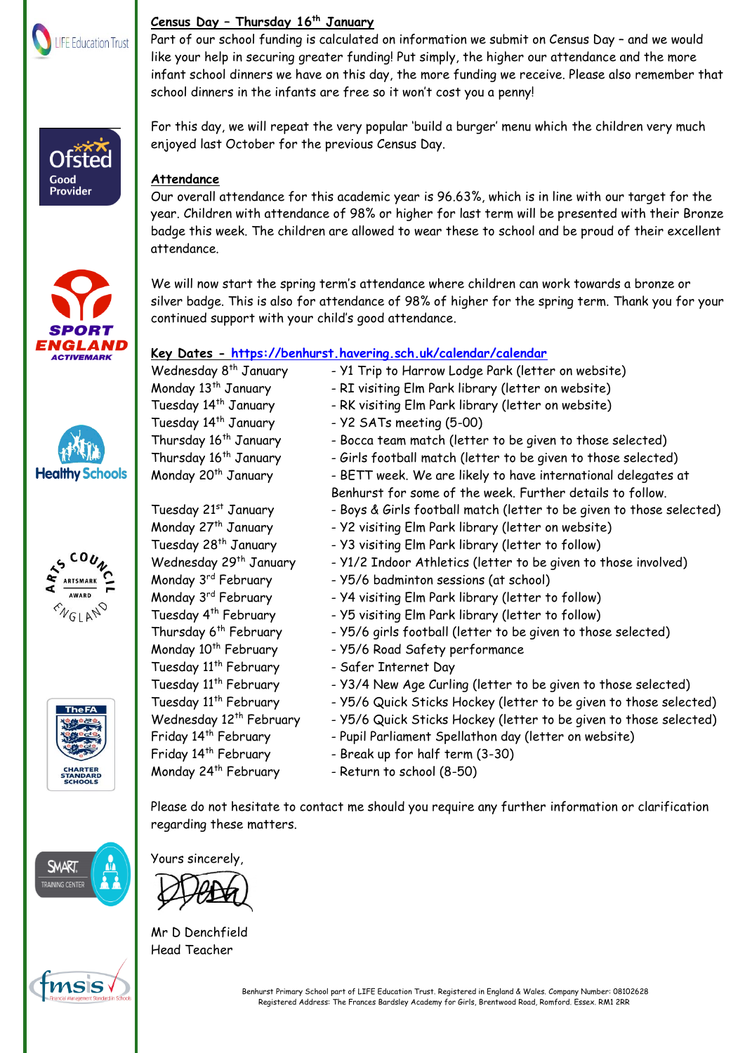## Census Day – Thursday 16th January

Part of our school funding is calculated on information we submit on Census Day – and we would like your help in securing greater funding! Put simply, the higher our attendance and the more infant school dinners we have on this day, the more funding we receive. Please also remember that school dinners in the infants are free so it won't cost you a penny!

For this day, we will repeat the very popular 'build a burger' menu which the children very much enjoyed last October for the previous Census Day.

## Attendance

Our overall attendance for this academic year is 96.63%, which is in line with our target for the year. Children with attendance of 98% or higher for last term will be presented with their Bronze badge this week. The children are allowed to wear these to school and be proud of their excellent attendance.

We will now start the spring term's attendance where children can work towards a bronze or silver badge. This is also for attendance of 98% of higher for the spring term. Thank you for your continued support with your child's good attendance.

## Key Dates - https://benhurst.havering.sch.uk/calendar/calendar

| | |
|---|---|
| Wednesday 8th January | - Y1 Trip to Harrow Lodge Park (letter on website) |
| Monday 13th January | - RI visiting Elm Park library (letter on website) |
| Tuesday 14th January | - RK visiting Elm Park library (letter on website) |
| Tuesday 14th January | - Y2 SATs meeting (5-00) |
| Thursday 16th January | - Bocca team match (letter to be given to those selected) |
| Thursday 16th January | - Girls football match (letter to be given to those selected) |
| Monday 20th January | - BETT week. We are likely to have international delegates at Benhurst for some of the week. Further details to follow. |
| Tuesday 21st January | - Boys & Girls football match (letter to be given to those selected) |
| Monday 27th January | - Y2 visiting Elm Park library (letter on website) |
| Tuesday 28th January | - Y3 visiting Elm Park library (letter to follow) |
| Wednesday 29th January | - Y1/2 Indoor Athletics (letter to be given to those involved) |
| Monday 3rd February | - Y5/6 badminton sessions (at school) |
| Monday 3rd February | - Y4 visiting Elm Park library (letter to follow) |
| Tuesday 4th February | - Y5 visiting Elm Park library (letter to follow) |
| Thursday 6th February | - Y5/6 girls football (letter to be given to those selected) |
| Monday 10th February | - Y5/6 Road Safety performance |
| Tuesday 11th February | - Safer Internet Day |
| Tuesday 11th February | - Y3/4 New Age Curling (letter to be given to those selected) |
| Tuesday 11th February | - Y5/6 Quick Sticks Hockey (letter to be given to those selected) |
| Wednesday 12th February | - Y5/6 Quick Sticks Hockey (letter to be given to those selected) |
| Friday 14th February | - Pupil Parliament Spellathon day (letter on website) |
| Friday 14th February | - Break up for half term (3-30) |
| Monday 24th February | - Return to school (8-50) |

Please do not hesitate to contact me should you require any further information or clarification regarding these matters.

Yours sincerely,

Mr D Denchfield
Head Teacher

Benhurst Primary School part of LIFE Education Trust. Registered in England & Wales. Company Number: 08102628
Registered Address: The Frances Bardsley Academy for Girls, Brentwood Road, Romford. Essex. RM1 2RR